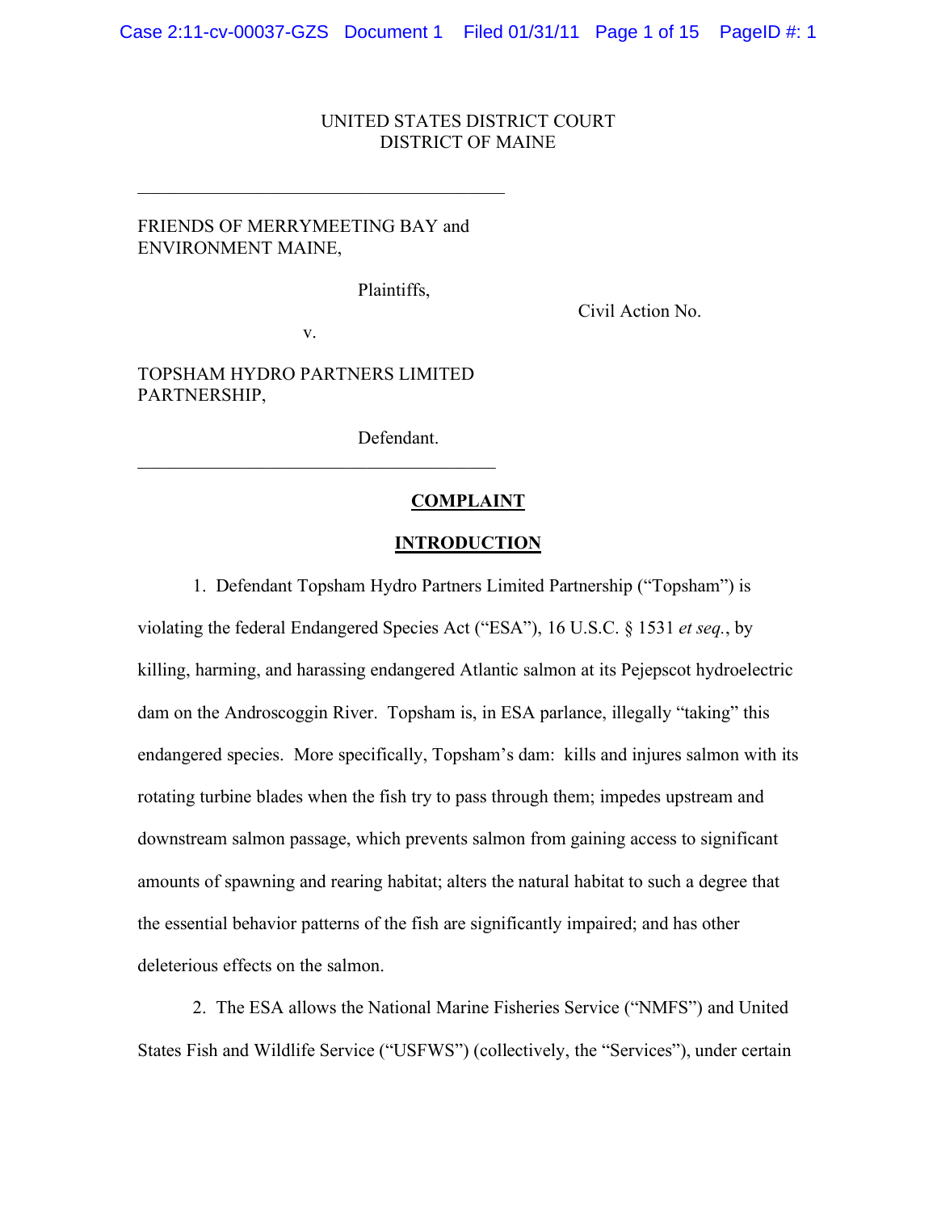UNITED STATES DISTRICT COURT
DISTRICT OF MAINE

FRIENDS OF MERRYMEETING BAY and ENVIRONMENT MAINE,

Plaintiffs,

v.

TOPSHAM HYDRO PARTNERS LIMITED PARTNERSHIP,

Defendant.

Civil Action No.

# COMPLAINT

## INTRODUCTION

1. Defendant Topsham Hydro Partners Limited Partnership ("Topsham") is violating the federal Endangered Species Act ("ESA"), 16 U.S.C. § 1531 *et seq.*, by killing, harming, and harassing endangered Atlantic salmon at its Pejepscot hydroelectric dam on the Androscoggin River. Topsham is, in ESA parlance, illegally "taking" this endangered species. More specifically, Topsham's dam: kills and injures salmon with its rotating turbine blades when the fish try to pass through them; impedes upstream and downstream salmon passage, which prevents salmon from gaining access to significant amounts of spawning and rearing habitat; alters the natural habitat to such a degree that the essential behavior patterns of the fish are significantly impaired; and has other deleterious effects on the salmon.

2. The ESA allows the National Marine Fisheries Service ("NMFS") and United States Fish and Wildlife Service ("USFWS") (collectively, the "Services"), under certain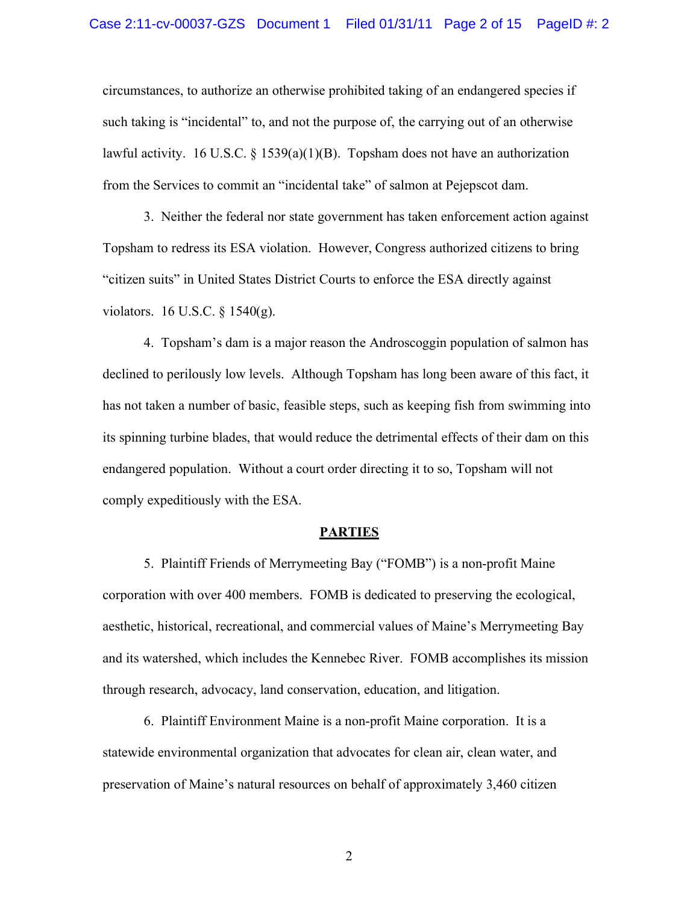circumstances, to authorize an otherwise prohibited taking of an endangered species if such taking is "incidental" to, and not the purpose of, the carrying out of an otherwise lawful activity. 16 U.S.C. § 1539(a)(1)(B). Topsham does not have an authorization from the Services to commit an "incidental take" of salmon at Pejepscot dam.

3. Neither the federal nor state government has taken enforcement action against Topsham to redress its ESA violation. However, Congress authorized citizens to bring "citizen suits" in United States District Courts to enforce the ESA directly against violators. 16 U.S.C. § 1540(g).

4. Topsham's dam is a major reason the Androscoggin population of salmon has declined to perilously low levels. Although Topsham has long been aware of this fact, it has not taken a number of basic, feasible steps, such as keeping fish from swimming into its spinning turbine blades, that would reduce the detrimental effects of their dam on this endangered population. Without a court order directing it to so, Topsham will not comply expeditiously with the ESA.

## PARTIES

5. Plaintiff Friends of Merrymeeting Bay ("FOMB") is a non-profit Maine corporation with over 400 members. FOMB is dedicated to preserving the ecological, aesthetic, historical, recreational, and commercial values of Maine's Merrymeeting Bay and its watershed, which includes the Kennebec River. FOMB accomplishes its mission through research, advocacy, land conservation, education, and litigation.

6. Plaintiff Environment Maine is a non-profit Maine corporation. It is a statewide environmental organization that advocates for clean air, clean water, and preservation of Maine's natural resources on behalf of approximately 3,460 citizen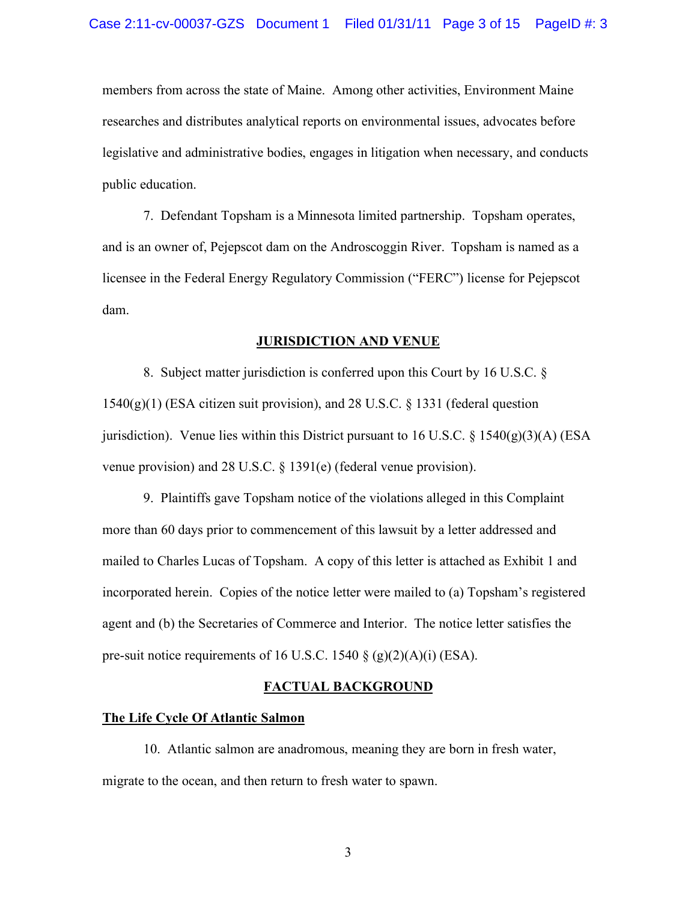members from across the state of Maine. Among other activities, Environment Maine researches and distributes analytical reports on environmental issues, advocates before legislative and administrative bodies, engages in litigation when necessary, and conducts public education.

7. Defendant Topsham is a Minnesota limited partnership. Topsham operates, and is an owner of, Pejepscot dam on the Androscoggin River. Topsham is named as a licensee in the Federal Energy Regulatory Commission ("FERC") license for Pejepscot dam.

## JURISDICTION AND VENUE

8. Subject matter jurisdiction is conferred upon this Court by 16 U.S.C. § 1540(g)(1) (ESA citizen suit provision), and 28 U.S.C. § 1331 (federal question jurisdiction). Venue lies within this District pursuant to 16 U.S.C. § 1540(g)(3)(A) (ESA venue provision) and 28 U.S.C. § 1391(e) (federal venue provision).

9. Plaintiffs gave Topsham notice of the violations alleged in this Complaint more than 60 days prior to commencement of this lawsuit by a letter addressed and mailed to Charles Lucas of Topsham. A copy of this letter is attached as Exhibit 1 and incorporated herein. Copies of the notice letter were mailed to (a) Topsham's registered agent and (b) the Secretaries of Commerce and Interior. The notice letter satisfies the pre-suit notice requirements of 16 U.S.C. 1540 § (g)(2)(A)(i) (ESA).

## FACTUAL BACKGROUND

### The Life Cycle Of Atlantic Salmon

10. Atlantic salmon are anadromous, meaning they are born in fresh water, migrate to the ocean, and then return to fresh water to spawn.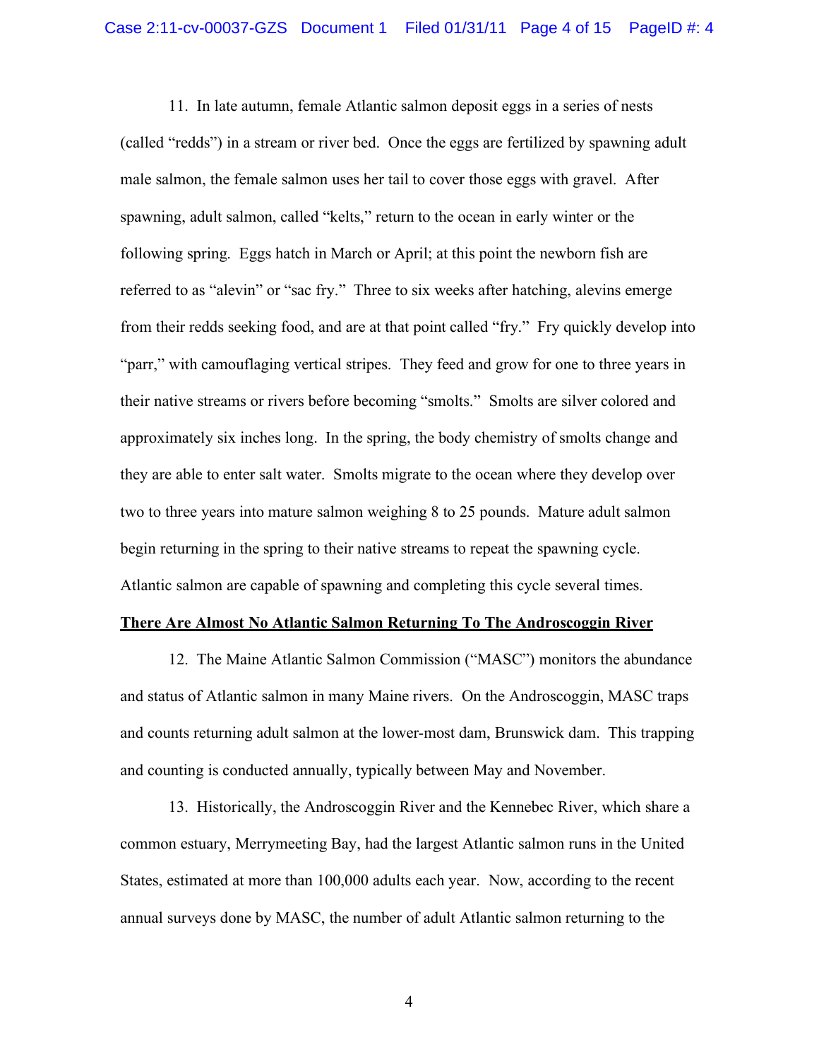11. In late autumn, female Atlantic salmon deposit eggs in a series of nests (called "redds") in a stream or river bed. Once the eggs are fertilized by spawning adult male salmon, the female salmon uses her tail to cover those eggs with gravel. After spawning, adult salmon, called "kelts," return to the ocean in early winter or the following spring. Eggs hatch in March or April; at this point the newborn fish are referred to as "alevin" or "sac fry." Three to six weeks after hatching, alevins emerge from their redds seeking food, and are at that point called "fry." Fry quickly develop into "parr," with camouflaging vertical stripes. They feed and grow for one to three years in their native streams or rivers before becoming "smolts." Smolts are silver colored and approximately six inches long. In the spring, the body chemistry of smolts change and they are able to enter salt water. Smolts migrate to the ocean where they develop over two to three years into mature salmon weighing 8 to 25 pounds. Mature adult salmon begin returning in the spring to their native streams to repeat the spawning cycle. Atlantic salmon are capable of spawning and completing this cycle several times.

**There Are Almost No Atlantic Salmon Returning To The Androscoggin River**

12. The Maine Atlantic Salmon Commission ("MASC") monitors the abundance and status of Atlantic salmon in many Maine rivers. On the Androscoggin, MASC traps and counts returning adult salmon at the lower-most dam, Brunswick dam. This trapping and counting is conducted annually, typically between May and November.

13. Historically, the Androscoggin River and the Kennebec River, which share a common estuary, Merrymeeting Bay, had the largest Atlantic salmon runs in the United States, estimated at more than 100,000 adults each year. Now, according to the recent annual surveys done by MASC, the number of adult Atlantic salmon returning to the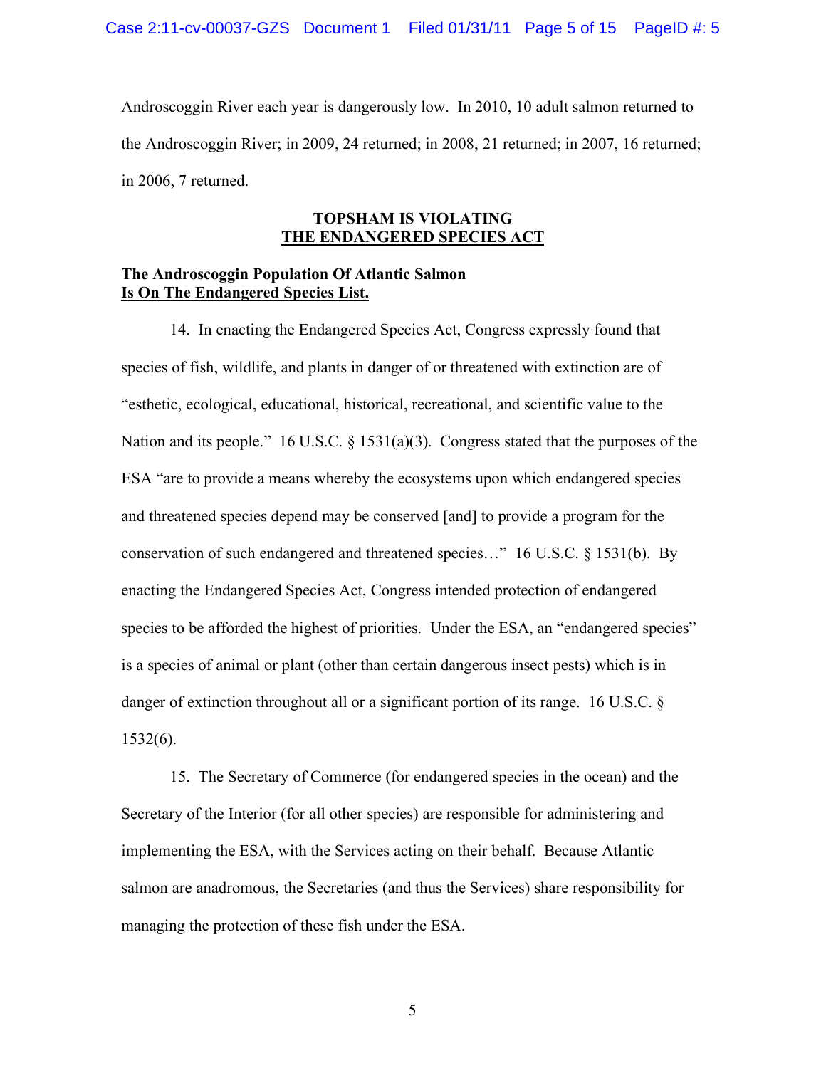Androscoggin River each year is dangerously low. In 2010, 10 adult salmon returned to the Androscoggin River; in 2009, 24 returned; in 2008, 21 returned; in 2007, 16 returned; in 2006, 7 returned.

## TOPSHAM IS VIOLATING THE ENDANGERED SPECIES ACT

### The Androscoggin Population Of Atlantic Salmon Is On The Endangered Species List.

14. In enacting the Endangered Species Act, Congress expressly found that species of fish, wildlife, and plants in danger of or threatened with extinction are of "esthetic, ecological, educational, historical, recreational, and scientific value to the Nation and its people." 16 U.S.C. § 1531(a)(3). Congress stated that the purposes of the ESA "are to provide a means whereby the ecosystems upon which endangered species and threatened species depend may be conserved [and] to provide a program for the conservation of such endangered and threatened species…" 16 U.S.C. § 1531(b). By enacting the Endangered Species Act, Congress intended protection of endangered species to be afforded the highest of priorities. Under the ESA, an "endangered species" is a species of animal or plant (other than certain dangerous insect pests) which is in danger of extinction throughout all or a significant portion of its range. 16 U.S.C. § 1532(6).

15. The Secretary of Commerce (for endangered species in the ocean) and the Secretary of the Interior (for all other species) are responsible for administering and implementing the ESA, with the Services acting on their behalf. Because Atlantic salmon are anadromous, the Secretaries (and thus the Services) share responsibility for managing the protection of these fish under the ESA.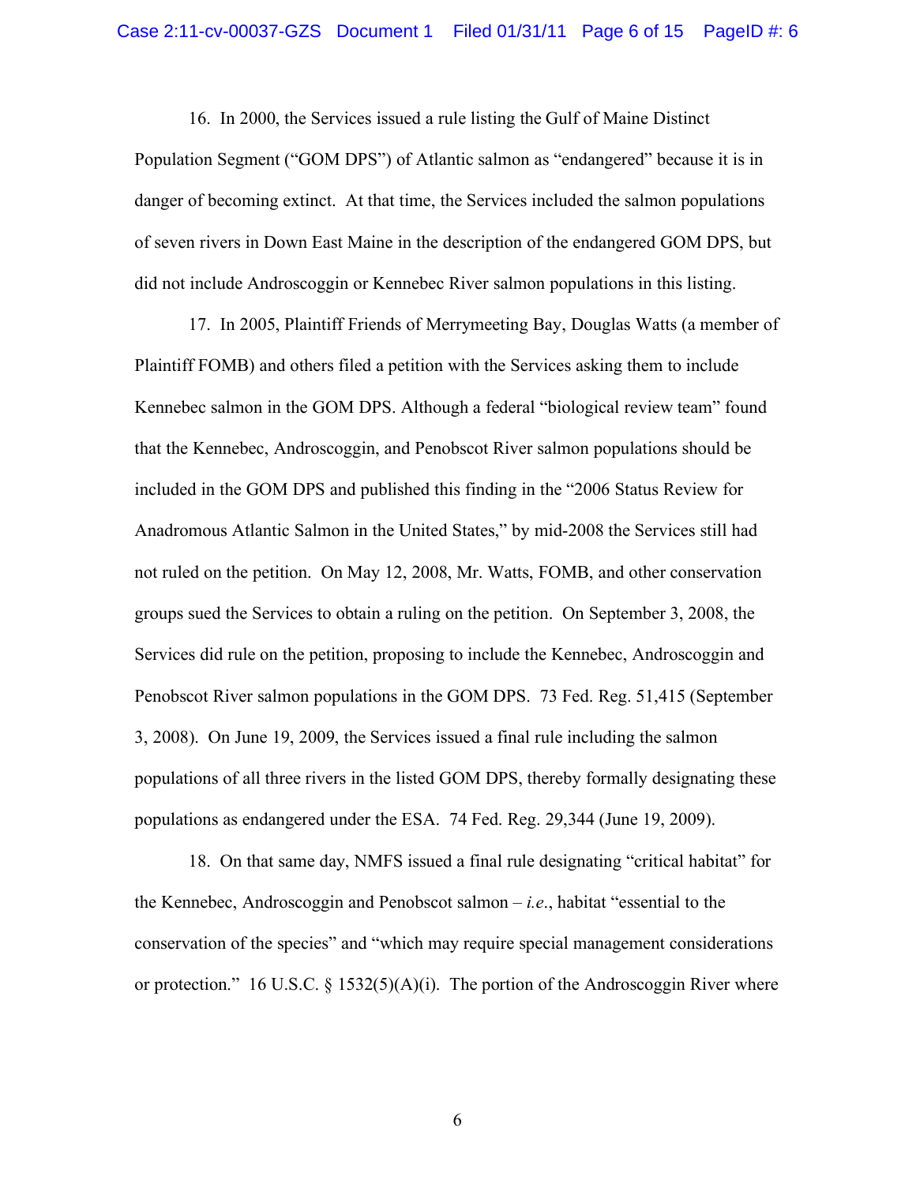16. In 2000, the Services issued a rule listing the Gulf of Maine Distinct Population Segment ("GOM DPS") of Atlantic salmon as "endangered" because it is in danger of becoming extinct. At that time, the Services included the salmon populations of seven rivers in Down East Maine in the description of the endangered GOM DPS, but did not include Androscoggin or Kennebec River salmon populations in this listing.

17. In 2005, Plaintiff Friends of Merrymeeting Bay, Douglas Watts (a member of Plaintiff FOMB) and others filed a petition with the Services asking them to include Kennebec salmon in the GOM DPS. Although a federal "biological review team" found that the Kennebec, Androscoggin, and Penobscot River salmon populations should be included in the GOM DPS and published this finding in the "2006 Status Review for Anadromous Atlantic Salmon in the United States," by mid-2008 the Services still had not ruled on the petition. On May 12, 2008, Mr. Watts, FOMB, and other conservation groups sued the Services to obtain a ruling on the petition. On September 3, 2008, the Services did rule on the petition, proposing to include the Kennebec, Androscoggin and Penobscot River salmon populations in the GOM DPS. 73 Fed. Reg. 51,415 (September 3, 2008). On June 19, 2009, the Services issued a final rule including the salmon populations of all three rivers in the listed GOM DPS, thereby formally designating these populations as endangered under the ESA. 74 Fed. Reg. 29,344 (June 19, 2009).

18. On that same day, NMFS issued a final rule designating "critical habitat" for the Kennebec, Androscoggin and Penobscot salmon – *i.e.*, habitat "essential to the conservation of the species" and "which may require special management considerations or protection." 16 U.S.C. § 1532(5)(A)(i). The portion of the Androscoggin River where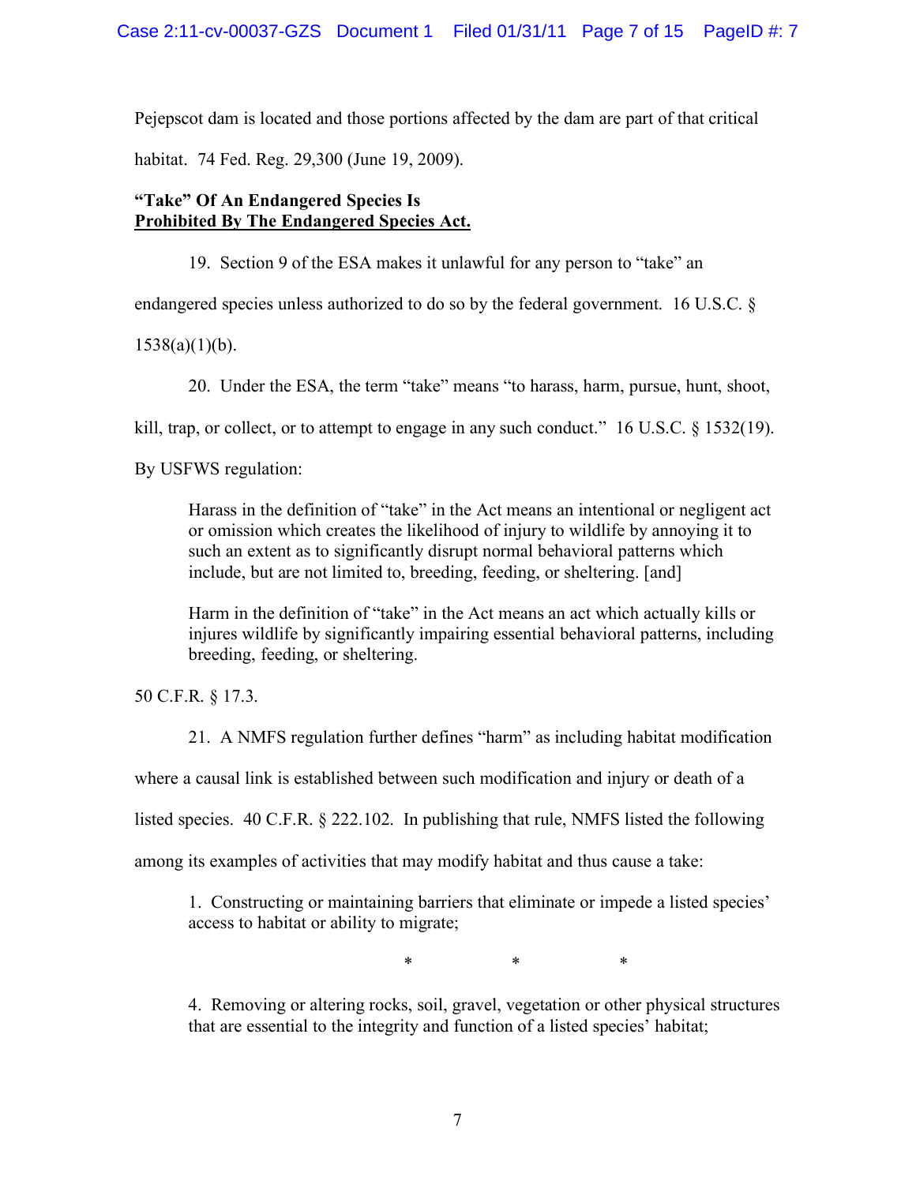Pejepscot dam is located and those portions affected by the dam are part of that critical habitat. 74 Fed. Reg. 29,300 (June 19, 2009).

**"Take" Of An Endangered Species Is**
**<u>Prohibited By The Endangered Species Act.</u>**

19. Section 9 of the ESA makes it unlawful for any person to "take" an endangered species unless authorized to do so by the federal government. 16 U.S.C. § 1538(a)(1)(b).

20. Under the ESA, the term "take" means "to harass, harm, pursue, hunt, shoot, kill, trap, or collect, or to attempt to engage in any such conduct." 16 U.S.C. § 1532(19). By USFWS regulation:

> Harass in the definition of "take" in the Act means an intentional or negligent act or omission which creates the likelihood of injury to wildlife by annoying it to such an extent as to significantly disrupt normal behavioral patterns which include, but are not limited to, breeding, feeding, or sheltering. [and]
>
> Harm in the definition of "take" in the Act means an act which actually kills or injures wildlife by significantly impairing essential behavioral patterns, including breeding, feeding, or sheltering.

50 C.F.R. § 17.3.

21. A NMFS regulation further defines "harm" as including habitat modification where a causal link is established between such modification and injury or death of a listed species. 40 C.F.R. § 222.102. In publishing that rule, NMFS listed the following among its examples of activities that may modify habitat and thus cause a take:

> 1. Constructing or maintaining barriers that eliminate or impede a listed species' access to habitat or ability to migrate;
>
> \* \* \*
>
> 4. Removing or altering rocks, soil, gravel, vegetation or other physical structures that are essential to the integrity and function of a listed species' habitat;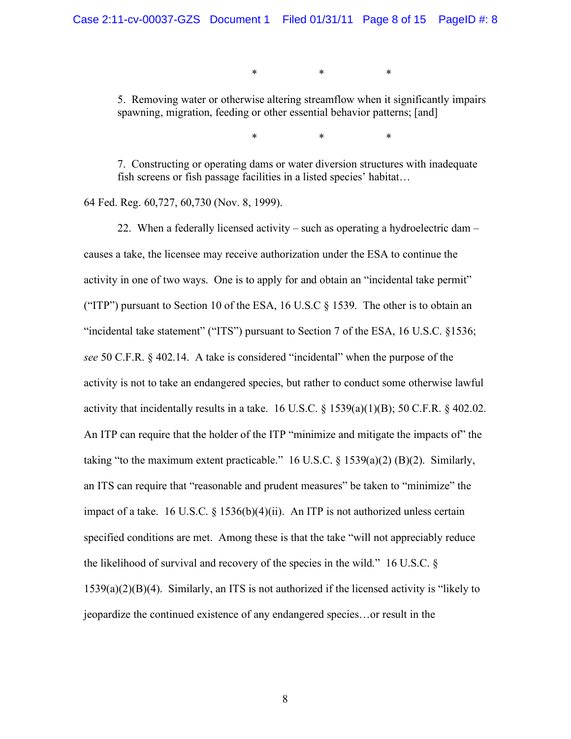\*                    \*                    \*

> 5. Removing water or otherwise altering streamflow when it significantly impairs spawning, migration, feeding or other essential behavior patterns; [and]

\*                    \*                    \*

> 7. Constructing or operating dams or water diversion structures with inadequate fish screens or fish passage facilities in a listed species' habitat…

64 Fed. Reg. 60,727, 60,730 (Nov. 8, 1999).

22. When a federally licensed activity – such as operating a hydroelectric dam – causes a take, the licensee may receive authorization under the ESA to continue the activity in one of two ways. One is to apply for and obtain an "incidental take permit" ("ITP") pursuant to Section 10 of the ESA, 16 U.S.C § 1539. The other is to obtain an "incidental take statement" ("ITS") pursuant to Section 7 of the ESA, 16 U.S.C. §1536; *see* 50 C.F.R. § 402.14. A take is considered "incidental" when the purpose of the activity is not to take an endangered species, but rather to conduct some otherwise lawful activity that incidentally results in a take. 16 U.S.C. § 1539(a)(1)(B); 50 C.F.R. § 402.02. An ITP can require that the holder of the ITP "minimize and mitigate the impacts of" the taking "to the maximum extent practicable." 16 U.S.C. § 1539(a)(2) (B)(2). Similarly, an ITS can require that "reasonable and prudent measures" be taken to "minimize" the impact of a take. 16 U.S.C. § 1536(b)(4)(ii). An ITP is not authorized unless certain specified conditions are met. Among these is that the take "will not appreciably reduce the likelihood of survival and recovery of the species in the wild." 16 U.S.C. § 1539(a)(2)(B)(4). Similarly, an ITS is not authorized if the licensed activity is "likely to jeopardize the continued existence of any endangered species…or result in the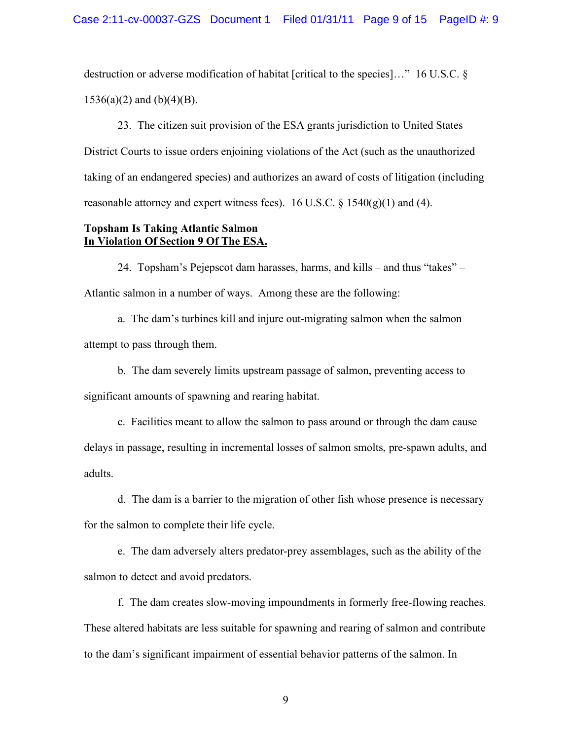destruction or adverse modification of habitat [critical to the species]…" 16 U.S.C. § 1536(a)(2) and (b)(4)(B).

23. The citizen suit provision of the ESA grants jurisdiction to United States District Courts to issue orders enjoining violations of the Act (such as the unauthorized taking of an endangered species) and authorizes an award of costs of litigation (including reasonable attorney and expert witness fees). 16 U.S.C. § 1540(g)(1) and (4).

**Topsham Is Taking Atlantic Salmon**
**<u>In Violation Of Section 9 Of The ESA.</u>**

24. Topsham's Pejepscot dam harasses, harms, and kills – and thus "takes" – Atlantic salmon in a number of ways. Among these are the following:

a. The dam's turbines kill and injure out-migrating salmon when the salmon attempt to pass through them.

b. The dam severely limits upstream passage of salmon, preventing access to significant amounts of spawning and rearing habitat.

c. Facilities meant to allow the salmon to pass around or through the dam cause delays in passage, resulting in incremental losses of salmon smolts, pre-spawn adults, and adults.

d. The dam is a barrier to the migration of other fish whose presence is necessary for the salmon to complete their life cycle.

e. The dam adversely alters predator-prey assemblages, such as the ability of the salmon to detect and avoid predators.

f. The dam creates slow-moving impoundments in formerly free-flowing reaches. These altered habitats are less suitable for spawning and rearing of salmon and contribute to the dam's significant impairment of essential behavior patterns of the salmon. In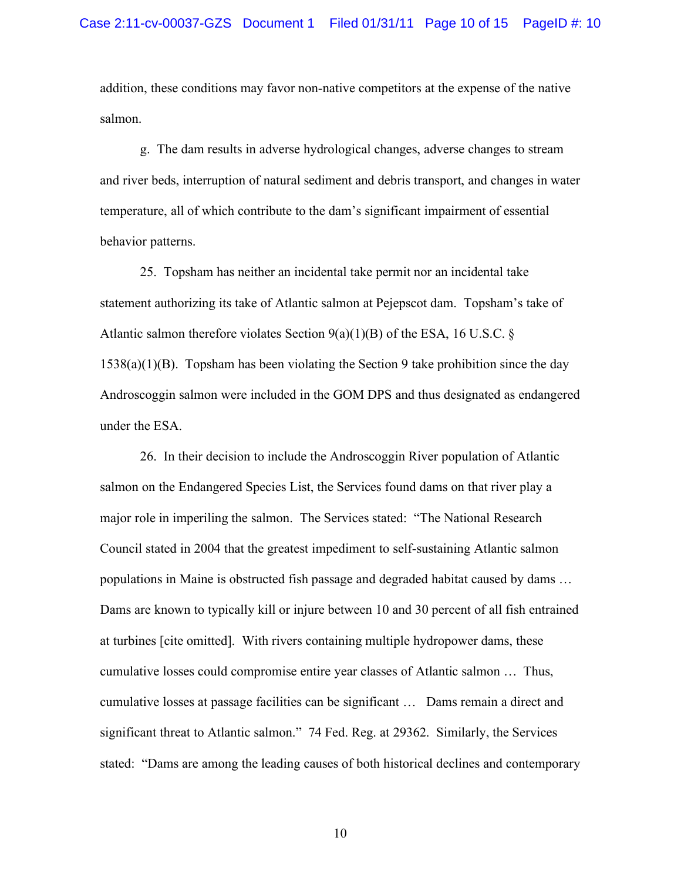addition, these conditions may favor non-native competitors at the expense of the native salmon.

g. The dam results in adverse hydrological changes, adverse changes to stream and river beds, interruption of natural sediment and debris transport, and changes in water temperature, all of which contribute to the dam's significant impairment of essential behavior patterns.

25. Topsham has neither an incidental take permit nor an incidental take statement authorizing its take of Atlantic salmon at Pejepscot dam. Topsham's take of Atlantic salmon therefore violates Section 9(a)(1)(B) of the ESA, 16 U.S.C. § 1538(a)(1)(B). Topsham has been violating the Section 9 take prohibition since the day Androscoggin salmon were included in the GOM DPS and thus designated as endangered under the ESA.

26. In their decision to include the Androscoggin River population of Atlantic salmon on the Endangered Species List, the Services found dams on that river play a major role in imperiling the salmon. The Services stated: "The National Research Council stated in 2004 that the greatest impediment to self-sustaining Atlantic salmon populations in Maine is obstructed fish passage and degraded habitat caused by dams … Dams are known to typically kill or injure between 10 and 30 percent of all fish entrained at turbines [cite omitted]. With rivers containing multiple hydropower dams, these cumulative losses could compromise entire year classes of Atlantic salmon … Thus, cumulative losses at passage facilities can be significant … Dams remain a direct and significant threat to Atlantic salmon." 74 Fed. Reg. at 29362. Similarly, the Services stated: "Dams are among the leading causes of both historical declines and contemporary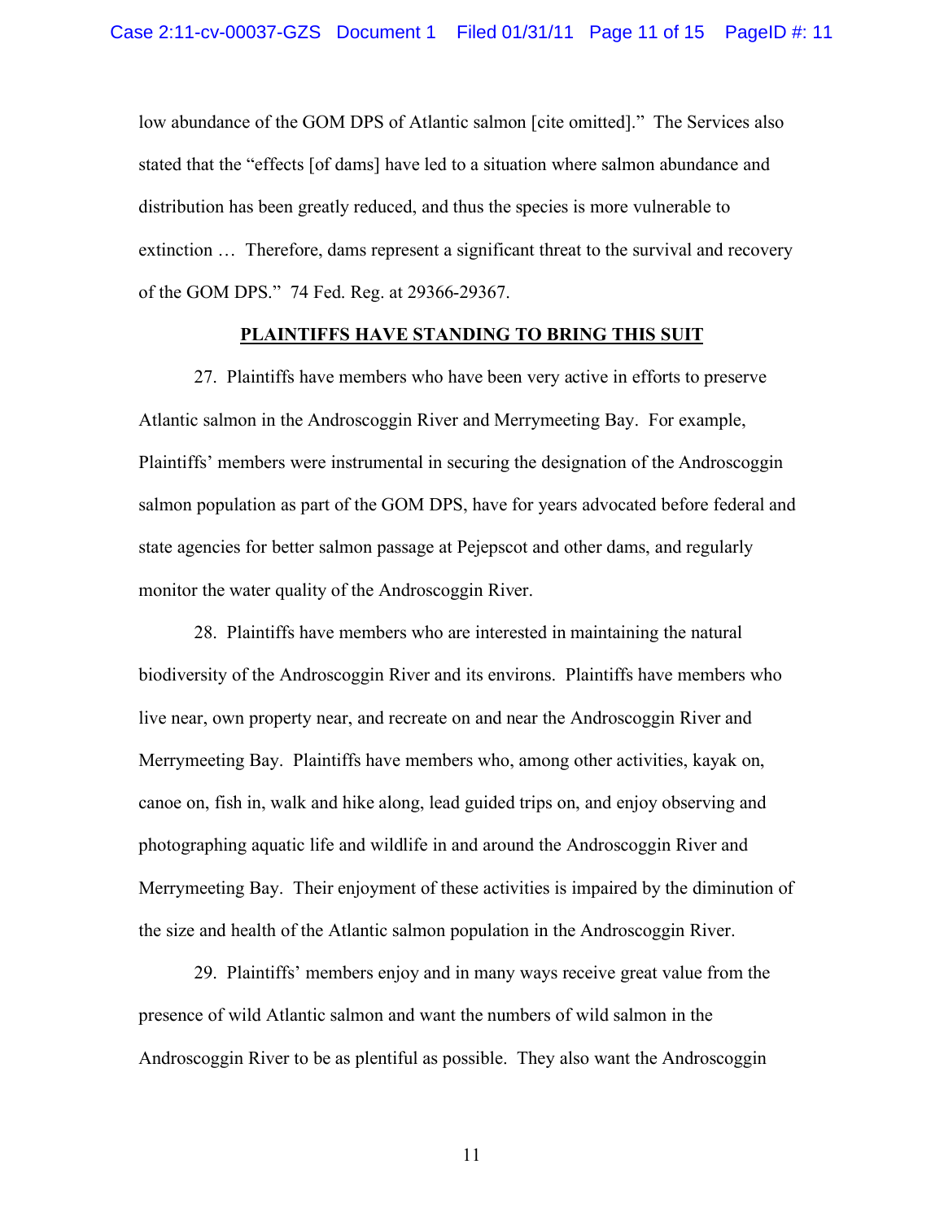low abundance of the GOM DPS of Atlantic salmon [cite omitted]." The Services also stated that the "effects [of dams] have led to a situation where salmon abundance and distribution has been greatly reduced, and thus the species is more vulnerable to extinction … Therefore, dams represent a significant threat to the survival and recovery of the GOM DPS." 74 Fed. Reg. at 29366-29367.

## PLAINTIFFS HAVE STANDING TO BRING THIS SUIT

27. Plaintiffs have members who have been very active in efforts to preserve Atlantic salmon in the Androscoggin River and Merrymeeting Bay. For example, Plaintiffs' members were instrumental in securing the designation of the Androscoggin salmon population as part of the GOM DPS, have for years advocated before federal and state agencies for better salmon passage at Pejepscot and other dams, and regularly monitor the water quality of the Androscoggin River.

28. Plaintiffs have members who are interested in maintaining the natural biodiversity of the Androscoggin River and its environs. Plaintiffs have members who live near, own property near, and recreate on and near the Androscoggin River and Merrymeeting Bay. Plaintiffs have members who, among other activities, kayak on, canoe on, fish in, walk and hike along, lead guided trips on, and enjoy observing and photographing aquatic life and wildlife in and around the Androscoggin River and Merrymeeting Bay. Their enjoyment of these activities is impaired by the diminution of the size and health of the Atlantic salmon population in the Androscoggin River.

29. Plaintiffs' members enjoy and in many ways receive great value from the presence of wild Atlantic salmon and want the numbers of wild salmon in the Androscoggin River to be as plentiful as possible. They also want the Androscoggin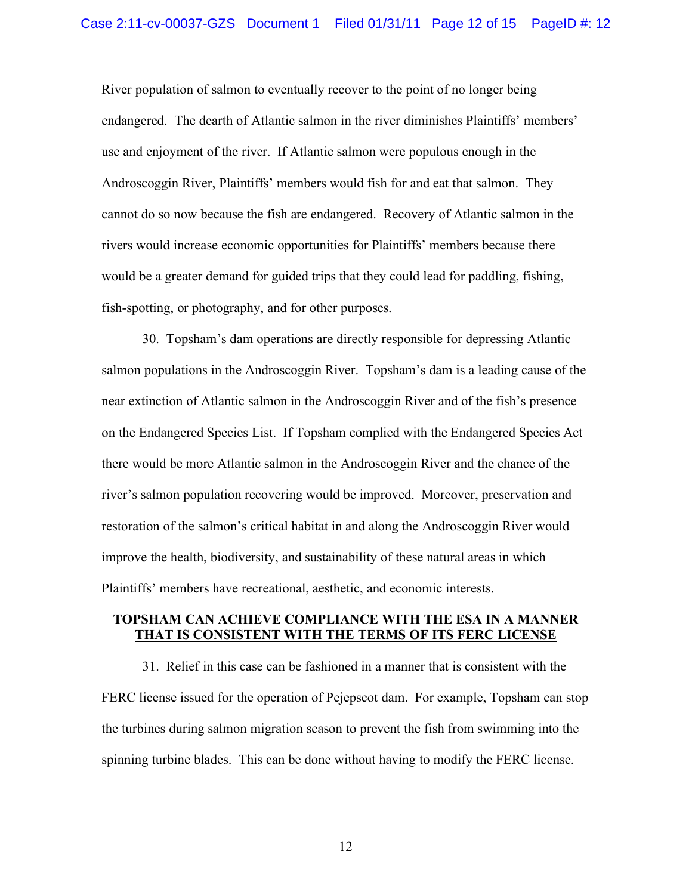River population of salmon to eventually recover to the point of no longer being endangered. The dearth of Atlantic salmon in the river diminishes Plaintiffs' members' use and enjoyment of the river. If Atlantic salmon were populous enough in the Androscoggin River, Plaintiffs' members would fish for and eat that salmon. They cannot do so now because the fish are endangered. Recovery of Atlantic salmon in the rivers would increase economic opportunities for Plaintiffs' members because there would be a greater demand for guided trips that they could lead for paddling, fishing, fish-spotting, or photography, and for other purposes.

30. Topsham's dam operations are directly responsible for depressing Atlantic salmon populations in the Androscoggin River. Topsham's dam is a leading cause of the near extinction of Atlantic salmon in the Androscoggin River and of the fish's presence on the Endangered Species List. If Topsham complied with the Endangered Species Act there would be more Atlantic salmon in the Androscoggin River and the chance of the river's salmon population recovering would be improved. Moreover, preservation and restoration of the salmon's critical habitat in and along the Androscoggin River would improve the health, biodiversity, and sustainability of these natural areas in which Plaintiffs' members have recreational, aesthetic, and economic interests.

**TOPSHAM CAN ACHIEVE COMPLIANCE WITH THE ESA IN A MANNER THAT IS CONSISTENT WITH THE TERMS OF ITS FERC LICENSE**

31. Relief in this case can be fashioned in a manner that is consistent with the FERC license issued for the operation of Pejepscot dam. For example, Topsham can stop the turbines during salmon migration season to prevent the fish from swimming into the spinning turbine blades. This can be done without having to modify the FERC license.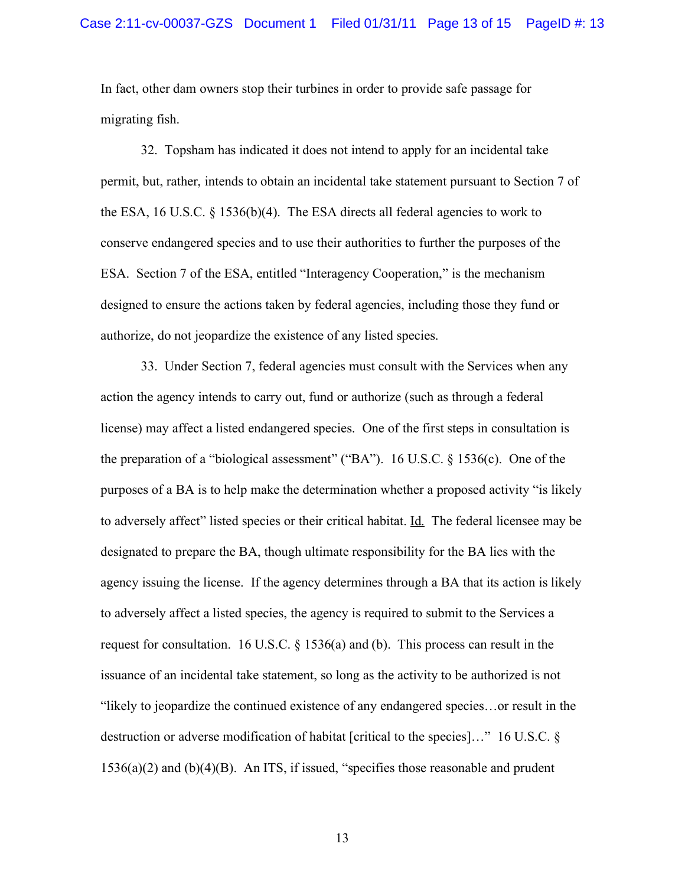In fact, other dam owners stop their turbines in order to provide safe passage for migrating fish.

32. Topsham has indicated it does not intend to apply for an incidental take permit, but, rather, intends to obtain an incidental take statement pursuant to Section 7 of the ESA, 16 U.S.C. § 1536(b)(4). The ESA directs all federal agencies to work to conserve endangered species and to use their authorities to further the purposes of the ESA. Section 7 of the ESA, entitled "Interagency Cooperation," is the mechanism designed to ensure the actions taken by federal agencies, including those they fund or authorize, do not jeopardize the existence of any listed species.

33. Under Section 7, federal agencies must consult with the Services when any action the agency intends to carry out, fund or authorize (such as through a federal license) may affect a listed endangered species. One of the first steps in consultation is the preparation of a "biological assessment" ("BA"). 16 U.S.C. § 1536(c). One of the purposes of a BA is to help make the determination whether a proposed activity "is likely to adversely affect" listed species or their critical habitat. Id. The federal licensee may be designated to prepare the BA, though ultimate responsibility for the BA lies with the agency issuing the license. If the agency determines through a BA that its action is likely to adversely affect a listed species, the agency is required to submit to the Services a request for consultation. 16 U.S.C. § 1536(a) and (b). This process can result in the issuance of an incidental take statement, so long as the activity to be authorized is not "likely to jeopardize the continued existence of any endangered species…or result in the destruction or adverse modification of habitat [critical to the species]…" 16 U.S.C. § 1536(a)(2) and (b)(4)(B). An ITS, if issued, "specifies those reasonable and prudent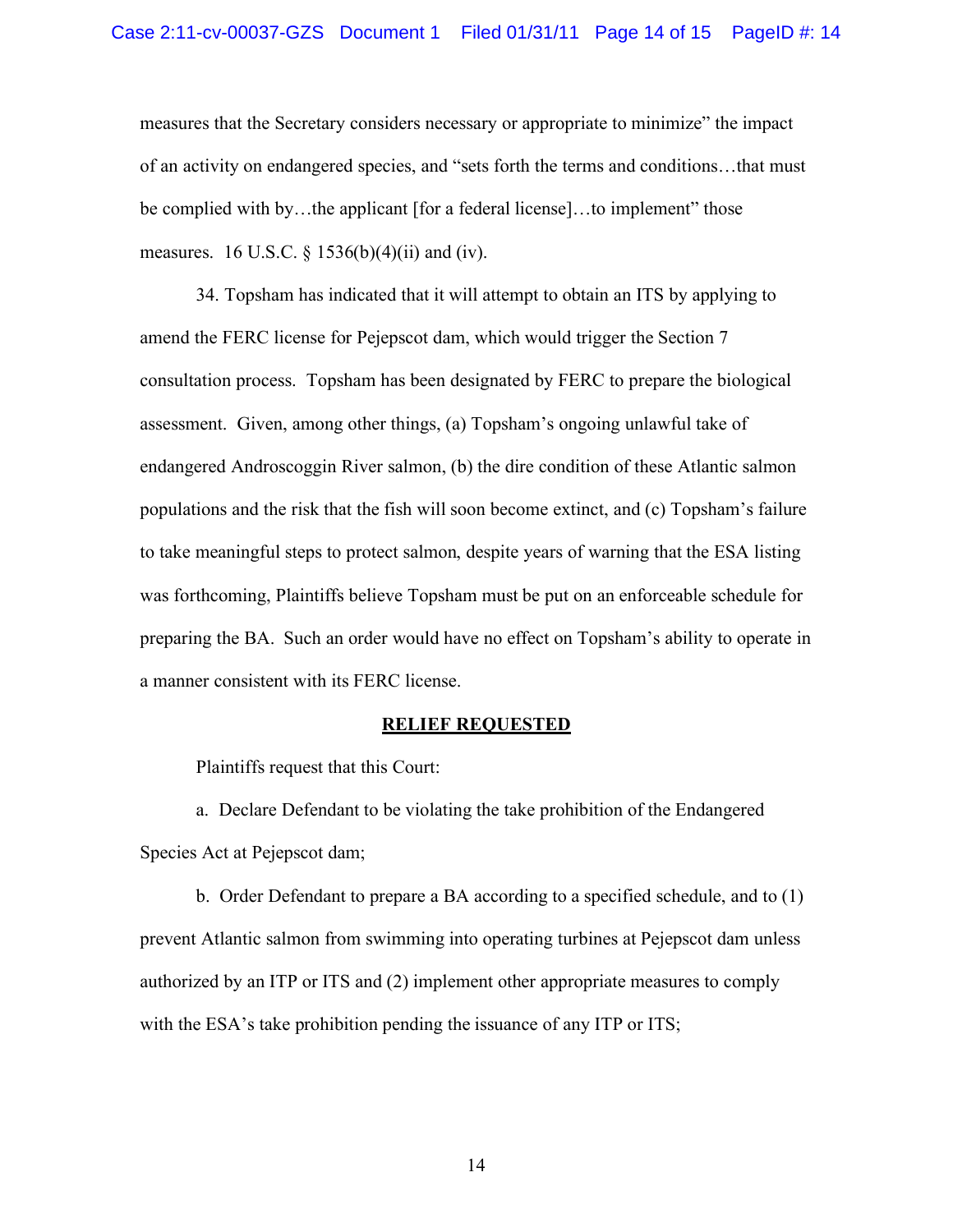measures that the Secretary considers necessary or appropriate to minimize" the impact of an activity on endangered species, and "sets forth the terms and conditions…that must be complied with by…the applicant [for a federal license]…to implement" those measures. 16 U.S.C. § 1536(b)(4)(ii) and (iv).

34. Topsham has indicated that it will attempt to obtain an ITS by applying to amend the FERC license for Pejepscot dam, which would trigger the Section 7 consultation process. Topsham has been designated by FERC to prepare the biological assessment. Given, among other things, (a) Topsham's ongoing unlawful take of endangered Androscoggin River salmon, (b) the dire condition of these Atlantic salmon populations and the risk that the fish will soon become extinct, and (c) Topsham's failure to take meaningful steps to protect salmon, despite years of warning that the ESA listing was forthcoming, Plaintiffs believe Topsham must be put on an enforceable schedule for preparing the BA. Such an order would have no effect on Topsham's ability to operate in a manner consistent with its FERC license.

## RELIEF REQUESTED

Plaintiffs request that this Court:

a. Declare Defendant to be violating the take prohibition of the Endangered Species Act at Pejepscot dam;

b. Order Defendant to prepare a BA according to a specified schedule, and to (1) prevent Atlantic salmon from swimming into operating turbines at Pejepscot dam unless authorized by an ITP or ITS and (2) implement other appropriate measures to comply with the ESA's take prohibition pending the issuance of any ITP or ITS;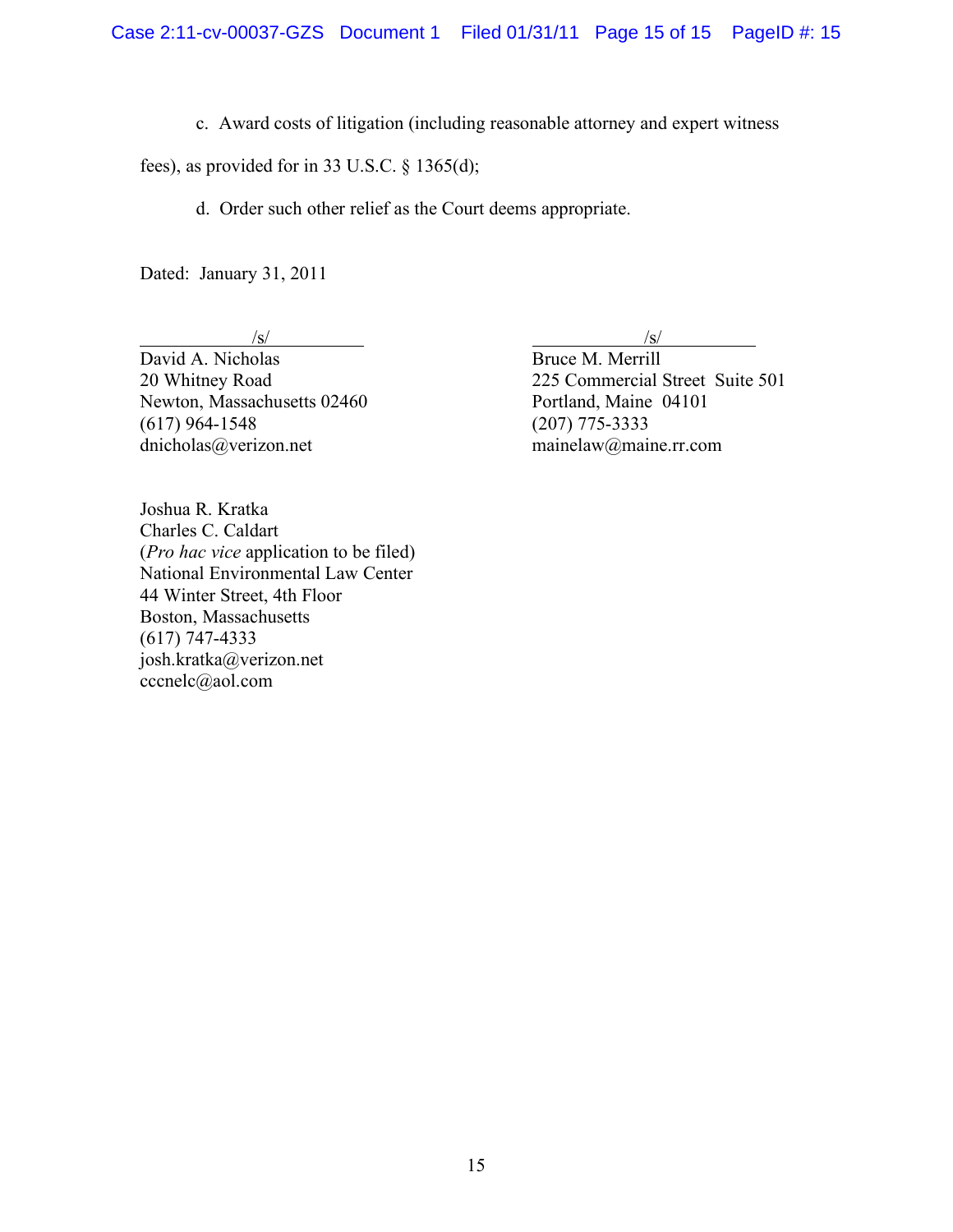c. Award costs of litigation (including reasonable attorney and expert witness fees), as provided for in 33 U.S.C. § 1365(d);

d. Order such other relief as the Court deems appropriate.

Dated: January 31, 2011

/s/
David A. Nicholas
20 Whitney Road
Newton, Massachusetts 02460
(617) 964-1548
dnicholas@verizon.net

/s/
Bruce M. Merrill
225 Commercial Street Suite 501
Portland, Maine 04101
(207) 775-3333
mainelaw@maine.rr.com

Joshua R. Kratka
Charles C. Caldart
(*Pro hac vice* application to be filed)
National Environmental Law Center
44 Winter Street, 4th Floor
Boston, Massachusetts
(617) 747-4333
josh.kratka@verizon.net
cccnelc@aol.com